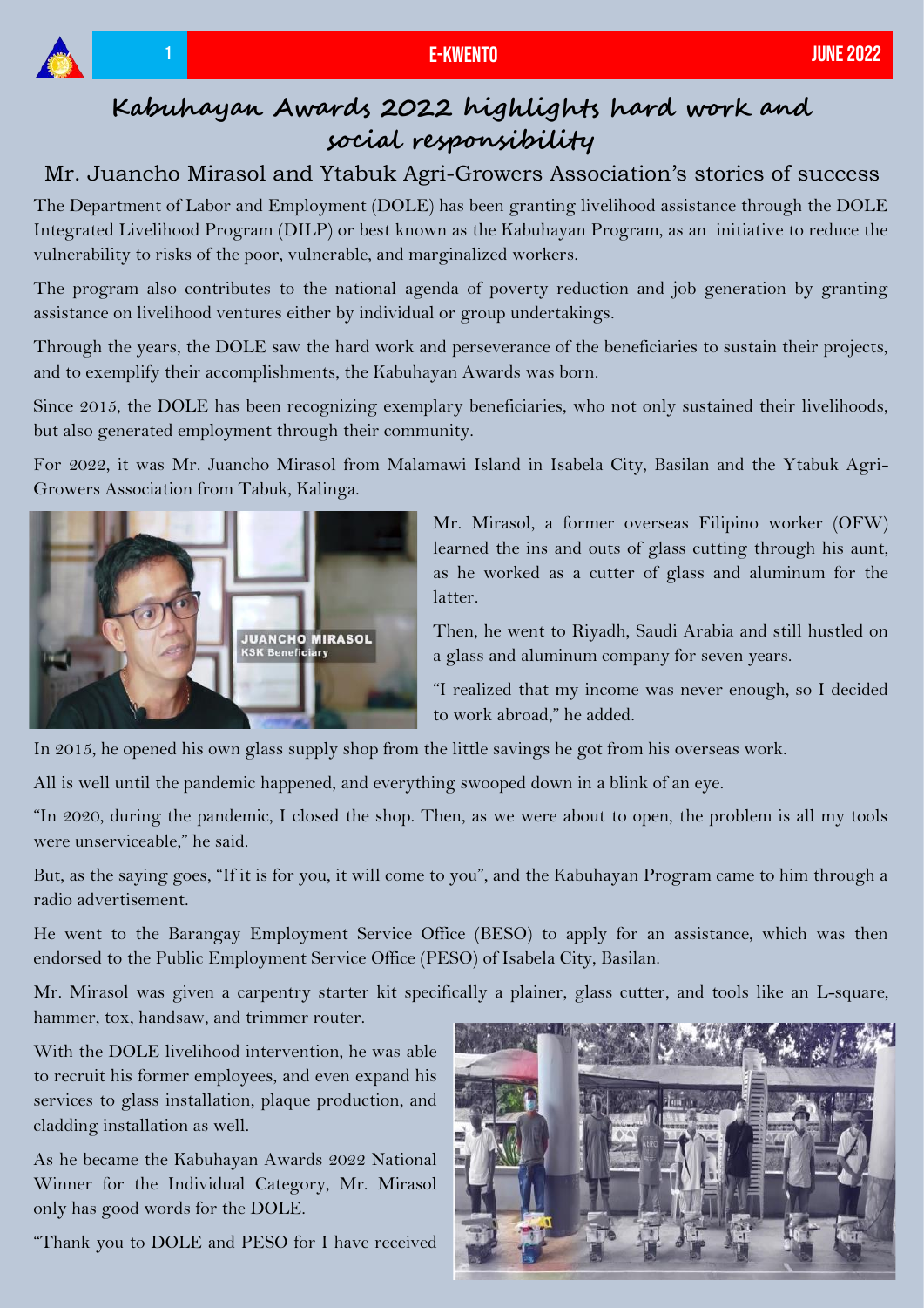# Kabuhayan Awards 2022 highlights hard work and social responsibility

## Mr. Juancho Mirasol and Ytabuk Agri-Growers Association's stories of success

The Department of Labor and Employment (DOLE) has been granting livelihood assistance through the DOLE Integrated Livelihood Program (DILP) or best known as the Kabuhayan Program, as an initiative to reduce the vulnerability to risks of the poor, vulnerable, and marginalized workers.

The program also contributes to the national agenda of poverty reduction and job generation by granting assistance on livelihood ventures either by individual or group undertakings.

Through the years, the DOLE saw the hard work and perseverance of the beneficiaries to sustain their projects, and to exemplify their accomplishments, the Kabuhayan Awards was born.

Since 2015, the DOLE has been recognizing exemplary beneficiaries, who not only sustained their livelihoods, but also generated employment through their community.

For 2022, it was Mr. Juancho Mirasol from Malamawi Island in Isabela City, Basilan and the Ytabuk Agri-Growers Association from Tabuk, Kalinga.

JUANCHO MIRASOL
KSK Beneficiary

Mr. Mirasol, a former overseas Filipino worker (OFW) learned the ins and outs of glass cutting through his aunt, as he worked as a cutter of glass and aluminum for the latter.

Then, he went to Riyadh, Saudi Arabia and still hustled on a glass and aluminum company for seven years.

"I realized that my income was never enough, so I decided to work abroad," he added.

In 2015, he opened his own glass supply shop from the little savings he got from his overseas work.

All is well until the pandemic happened, and everything swooped down in a blink of an eye.

"In 2020, during the pandemic, I closed the shop. Then, as we were about to open, the problem is all my tools were unserviceable," he said.

But, as the saying goes, "If it is for you, it will come to you", and the Kabuhayan Program came to him through a radio advertisement.

He went to the Barangay Employment Service Office (BESO) to apply for an assistance, which was then endorsed to the Public Employment Service Office (PESO) of Isabela City, Basilan.

Mr. Mirasol was given a carpentry starter kit specifically a plainer, glass cutter, and tools like an L-square, hammer, tox, handsaw, and trimmer router.

With the DOLE livelihood intervention, he was able to recruit his former employees, and even expand his services to glass installation, plaque production, and cladding installation as well.

As he became the Kabuhayan Awards 2022 National Winner for the Individual Category, Mr. Mirasol only has good words for the DOLE.

"Thank you to DOLE and PESO for I have received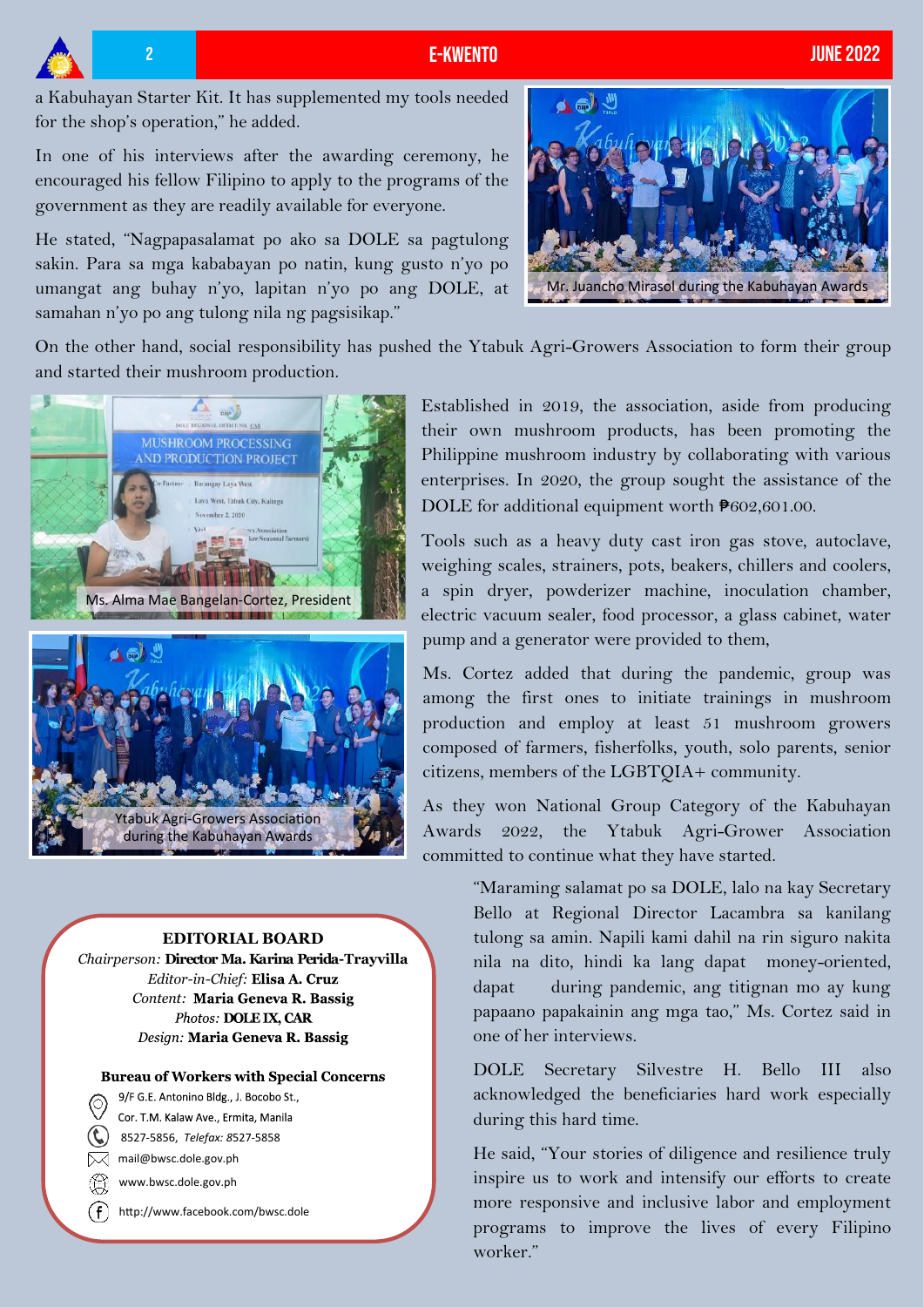a Kabuhayan Starter Kit. It has supplemented my tools needed for the shop's operation," he added.

In one of his interviews after the awarding ceremony, he encouraged his fellow Filipino to apply to the programs of the government as they are readily available for everyone.

He stated, "Nagpapasalamat po ako sa DOLE sa pagtulong sakin. Para sa mga kababayan po natin, kung gusto n'yo po umangat ang buhay n'yo, lapitan n'yo po ang DOLE, at samahan n'yo po ang tulong nila ng pagsisikap."

Mr. Juancho Mirasol during the Kabuhayan Awards

On the other hand, social responsibility has pushed the Ytabuk Agri-Growers Association to form their group and started their mushroom production.

Ms. Alma Mae Bangelan-Cortez, President

Ytabuk Agri-Growers Association during the Kabuhayan Awards

Established in 2019, the association, aside from producing their own mushroom products, has been promoting the Philippine mushroom industry by collaborating with various enterprises. In 2020, the group sought the assistance of the DOLE for additional equipment worth ₱602,601.00.

Tools such as a heavy duty cast iron gas stove, autoclave, weighing scales, strainers, pots, beakers, chillers and coolers, a spin dryer, powderizer machine, inoculation chamber, electric vacuum sealer, food processor, a glass cabinet, water pump and a generator were provided to them,

Ms. Cortez added that during the pandemic, group was among the first ones to initiate trainings in mushroom production and employ at least 51 mushroom growers composed of farmers, fisherfolks, youth, solo parents, senior citizens, members of the LGBTQIA+ community.

As they won National Group Category of the Kabuhayan Awards 2022, the Ytabuk Agri-Grower Association committed to continue what they have started.

"Maraming salamat po sa DOLE, lalo na kay Secretary Bello at Regional Director Lacambra sa kanilang tulong sa amin. Napili kami dahil na rin siguro nakita nila na dito, hindi ka lang dapat money-oriented, dapat during pandemic, ang titignan mo ay kung papaano papakainin ang mga tao," Ms. Cortez said in one of her interviews.

DOLE Secretary Silvestre H. Bello III also acknowledged the beneficiaries hard work especially during this hard time.

He said, "Your stories of diligence and resilience truly inspire us to work and intensify our efforts to create more responsive and inclusive labor and employment programs to improve the lives of every Filipino worker."

**EDITORIAL BOARD**

*Chairperson:* **Director Ma. Karina Perida-Trayvilla**
*Editor-in-Chief:* **Elisa A. Cruz**
*Content:* **Maria Geneva R. Bassig**
*Photos:* **DOLE IX, CAR**
*Design:* **Maria Geneva R. Bassig**

**Bureau of Workers with Special Concerns**

9/F G.E. Antonino Bldg., J. Bocobo St., Cor. T.M. Kalaw Ave., Ermita, Manila
8527-5856, *Telefax:* 8527-5858
mail@bwsc.dole.gov.ph
www.bwsc.dole.gov.ph
http://www.facebook.com/bwsc.dole